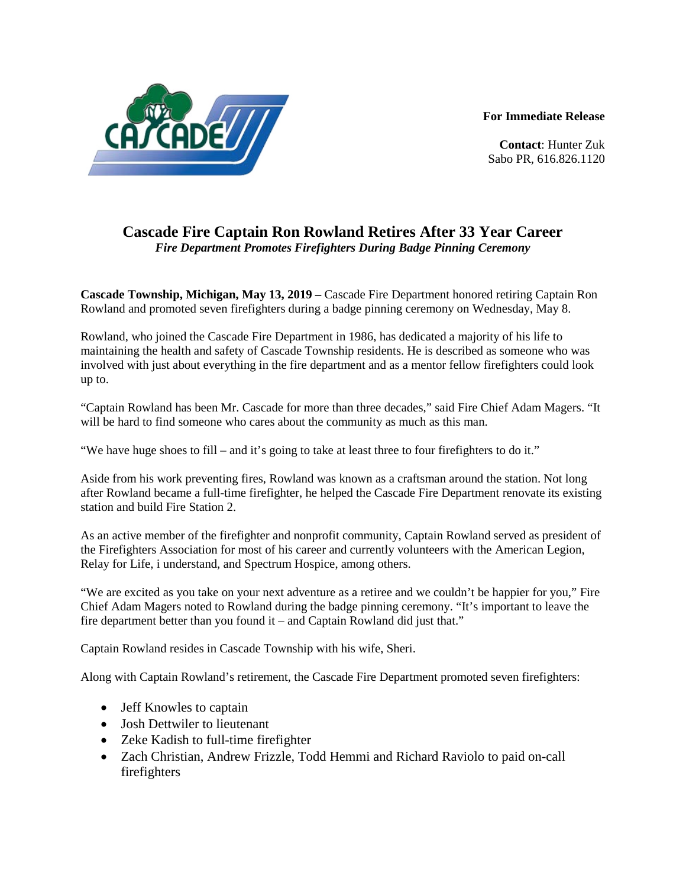**For Immediate Release**

**Contact**: Hunter Zuk
Sabo PR, 616.826.1120

# Cascade Fire Captain Ron Rowland Retires After 33 Year Career

***Fire Department Promotes Firefighters During Badge Pinning Ceremony***

**Cascade Township, Michigan, May 13, 2019 –** Cascade Fire Department honored retiring Captain Ron Rowland and promoted seven firefighters during a badge pinning ceremony on Wednesday, May 8.

Rowland, who joined the Cascade Fire Department in 1986, has dedicated a majority of his life to maintaining the health and safety of Cascade Township residents. He is described as someone who was involved with just about everything in the fire department and as a mentor fellow firefighters could look up to.

"Captain Rowland has been Mr. Cascade for more than three decades," said Fire Chief Adam Magers. "It will be hard to find someone who cares about the community as much as this man.

"We have huge shoes to fill – and it's going to take at least three to four firefighters to do it."

Aside from his work preventing fires, Rowland was known as a craftsman around the station. Not long after Rowland became a full-time firefighter, he helped the Cascade Fire Department renovate its existing station and build Fire Station 2.

As an active member of the firefighter and nonprofit community, Captain Rowland served as president of the Firefighters Association for most of his career and currently volunteers with the American Legion, Relay for Life, i understand, and Spectrum Hospice, among others.

"We are excited as you take on your next adventure as a retiree and we couldn't be happier for you," Fire Chief Adam Magers noted to Rowland during the badge pinning ceremony. "It's important to leave the fire department better than you found it – and Captain Rowland did just that."

Captain Rowland resides in Cascade Township with his wife, Sheri.

Along with Captain Rowland's retirement, the Cascade Fire Department promoted seven firefighters:

- Jeff Knowles to captain
- Josh Dettwiler to lieutenant
- Zeke Kadish to full-time firefighter
- Zach Christian, Andrew Frizzle, Todd Hemmi and Richard Raviolo to paid on-call firefighters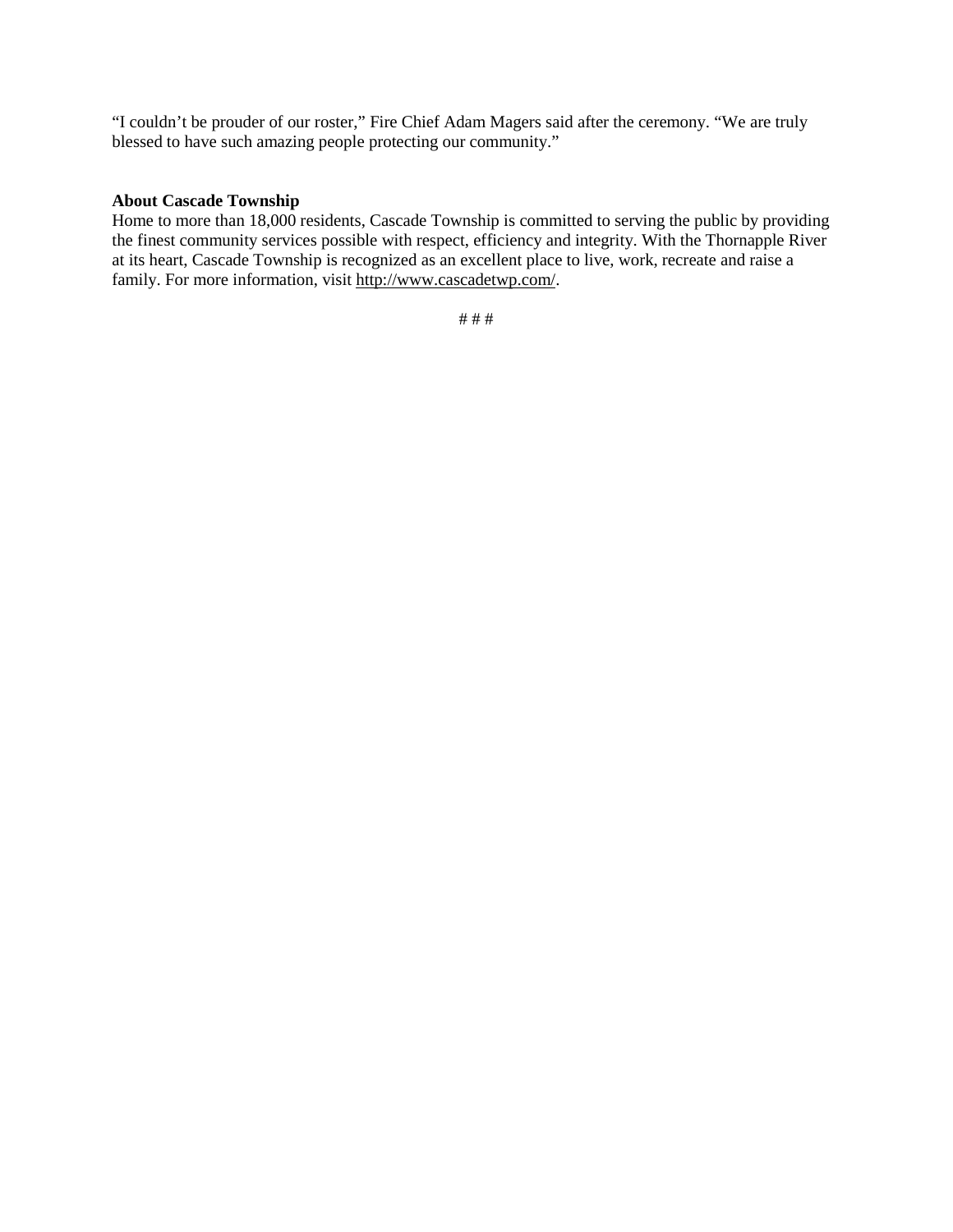“I couldn’t be prouder of our roster,” Fire Chief Adam Magers said after the ceremony. “We are truly blessed to have such amazing people protecting our community.”

**About Cascade Township**

Home to more than 18,000 residents, Cascade Township is committed to serving the public by providing the finest community services possible with respect, efficiency and integrity. With the Thornapple River at its heart, Cascade Township is recognized as an excellent place to live, work, recreate and raise a family. For more information, visit http://www.cascadetwp.com/.

# # #